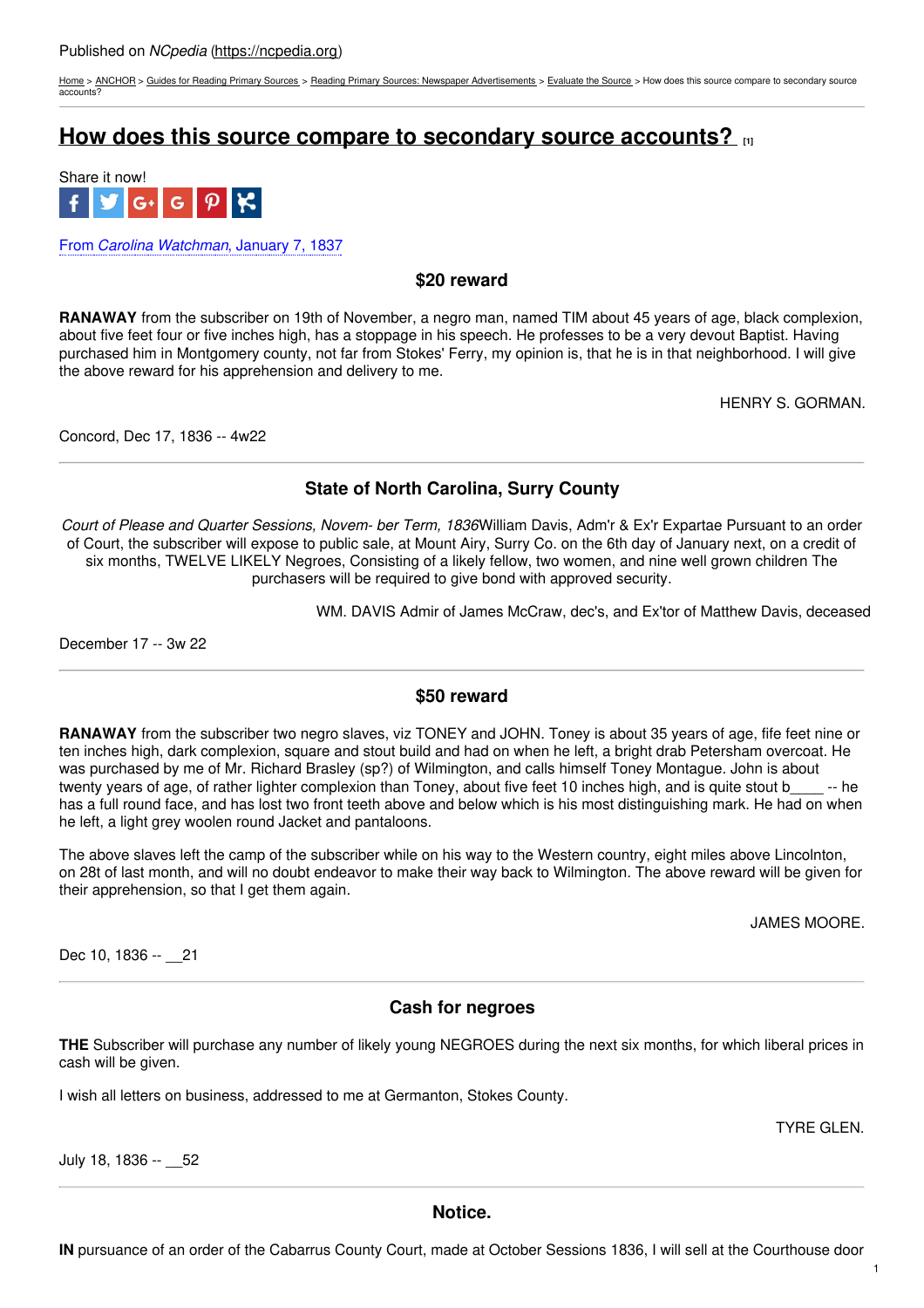Published on *NCpedia* (https://ncpedia.org)

Home > ANCHOR > Guides for Reading Primary Sources > Reading Primary Sources: Newspaper Advertisements > Evaluate the Source > How does this source compare to secondary source accounts?

# How does this source compare to secondary source accounts? [1]

Share it now!

From *Carolina Watchman*, January 7, 1837

### $20 reward

**RANAWAY** from the subscriber on 19th of November, a negro man, named TIM about 45 years of age, black complexion, about five feet four or five inches high, has a stoppage in his speech. He professes to be a very devout Baptist. Having purchased him in Montgomery county, not far from Stokes' Ferry, my opinion is, that he is in that neighborhood. I will give the above reward for his apprehension and delivery to me.

HENRY S. GORMAN.

Concord, Dec 17, 1836 -- 4w22

---

### State of North Carolina, Surry County

*Court of Please and Quarter Sessions, Novem- ber Term, 1836*William Davis, Adm'r & Ex'r Expartae Pursuant to an order of Court, the subscriber will expose to public sale, at Mount Airy, Surry Co. on the 6th day of January next, on a credit of six months, TWELVE LIKELY Negroes, Consisting of a likely fellow, two women, and nine well grown children The purchasers will be required to give bond with approved security.

WM. DAVIS Admir of James McCraw, dec's, and Ex'tor of Matthew Davis, deceased

December 17 -- 3w 22

---

### $50 reward

**RANAWAY** from the subscriber two negro slaves, viz TONEY and JOHN. Toney is about 35 years of age, fife feet nine or ten inches high, dark complexion, square and stout build and had on when he left, a bright drab Petersham overcoat. He was purchased by me of Mr. Richard Brasley (sp?) of Wilmington, and calls himself Toney Montague. John is about twenty years of age, of rather lighter complexion than Toney, about five feet 10 inches high, and is quite stout b____ -- he has a full round face, and has lost two front teeth above and below which is his most distinguishing mark. He had on when he left, a light grey woolen round Jacket and pantaloons.

The above slaves left the camp of the subscriber while on his way to the Western country, eight miles above Lincolnton, on 28t of last month, and will no doubt endeavor to make their way back to Wilmington. The above reward will be given for their apprehension, so that I get them again.

JAMES MOORE.

Dec 10, 1836 -- __21

---

### Cash for negroes

**THE** Subscriber will purchase any number of likely young NEGROES during the next six months, for which liberal prices in cash will be given.

I wish all letters on business, addressed to me at Germanton, Stokes County.

TYRE GLEN.

July 18, 1836 -- __52

---

### Notice.

**IN** pursuance of an order of the Cabarrus County Court, made at October Sessions 1836, I will sell at the Courthouse door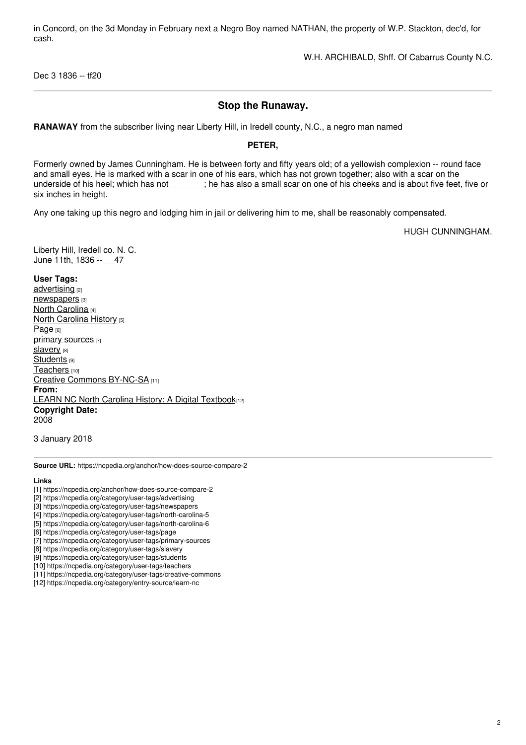in Concord, on the 3d Monday in February next a Negro Boy named NATHAN, the property of W.P. Stackton, dec'd, for cash.

W.H. ARCHIBALD, Shff. Of Cabarrus County N.C.

Dec 3 1836 -- tf20

---

## Stop the Runaway.

**RANAWAY** from the subscriber living near Liberty Hill, in Iredell county, N.C., a negro man named

**PETER,**

Formerly owned by James Cunningham. He is between forty and fifty years old; of a yellowish complexion -- round face and small eyes. He is marked with a scar in one of his ears, which has not grown together; also with a scar on the underside of his heel; which has not _______; he has also a small scar on one of his cheeks and is about five feet, five or six inches in height.

Any one taking up this negro and lodging him in jail or delivering him to me, shall be reasonably compensated.

HUGH CUNNINGHAM.

Liberty Hill, Iredell co. N. C.
June 11th, 1836 -- __47

**User Tags:**
advertising [2]
newspapers [3]
North Carolina [4]
North Carolina History [5]
Page [6]
primary sources [7]
slavery [8]
Students [9]
Teachers [10]
Creative Commons BY-NC-SA [11]
**From:**
LEARN NC North Carolina History: A Digital Textbook [12]
**Copyright Date:**
2008

3 January 2018

---

**Source URL:** https://ncpedia.org/anchor/how-does-source-compare-2

**Links**
[1] https://ncpedia.org/anchor/how-does-source-compare-2
[2] https://ncpedia.org/category/user-tags/advertising
[3] https://ncpedia.org/category/user-tags/newspapers
[4] https://ncpedia.org/category/user-tags/north-carolina-5
[5] https://ncpedia.org/category/user-tags/north-carolina-6
[6] https://ncpedia.org/category/user-tags/page
[7] https://ncpedia.org/category/user-tags/primary-sources
[8] https://ncpedia.org/category/user-tags/slavery
[9] https://ncpedia.org/category/user-tags/students
[10] https://ncpedia.org/category/user-tags/teachers
[11] https://ncpedia.org/category/user-tags/creative-commons
[12] https://ncpedia.org/category/entry-source/learn-nc